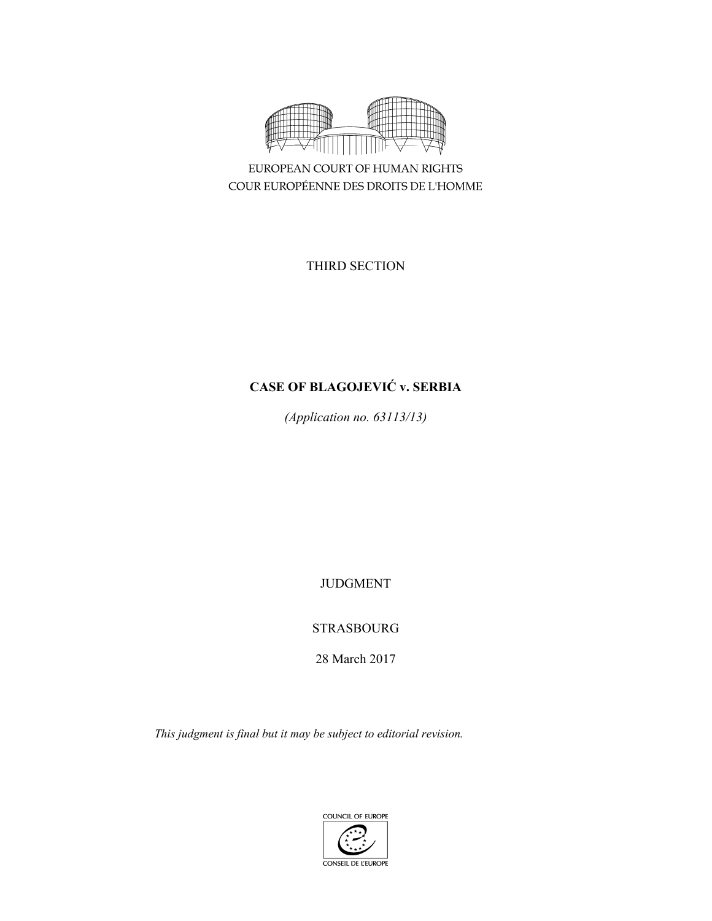EUROPEAN COURT OF HUMAN RIGHTS

COUR EUROPÉENNE DES DROITS DE L'HOMME

THIRD SECTION

# CASE OF BLAGOJEVIĆ v. SERBIA

*(Application no. 63113/13)*

JUDGMENT

STRASBOURG

28 March 2017

*This judgment is final but it may be subject to editorial revision.*

COUNCIL OF EUROPE

CONSEIL DE L'EUROPE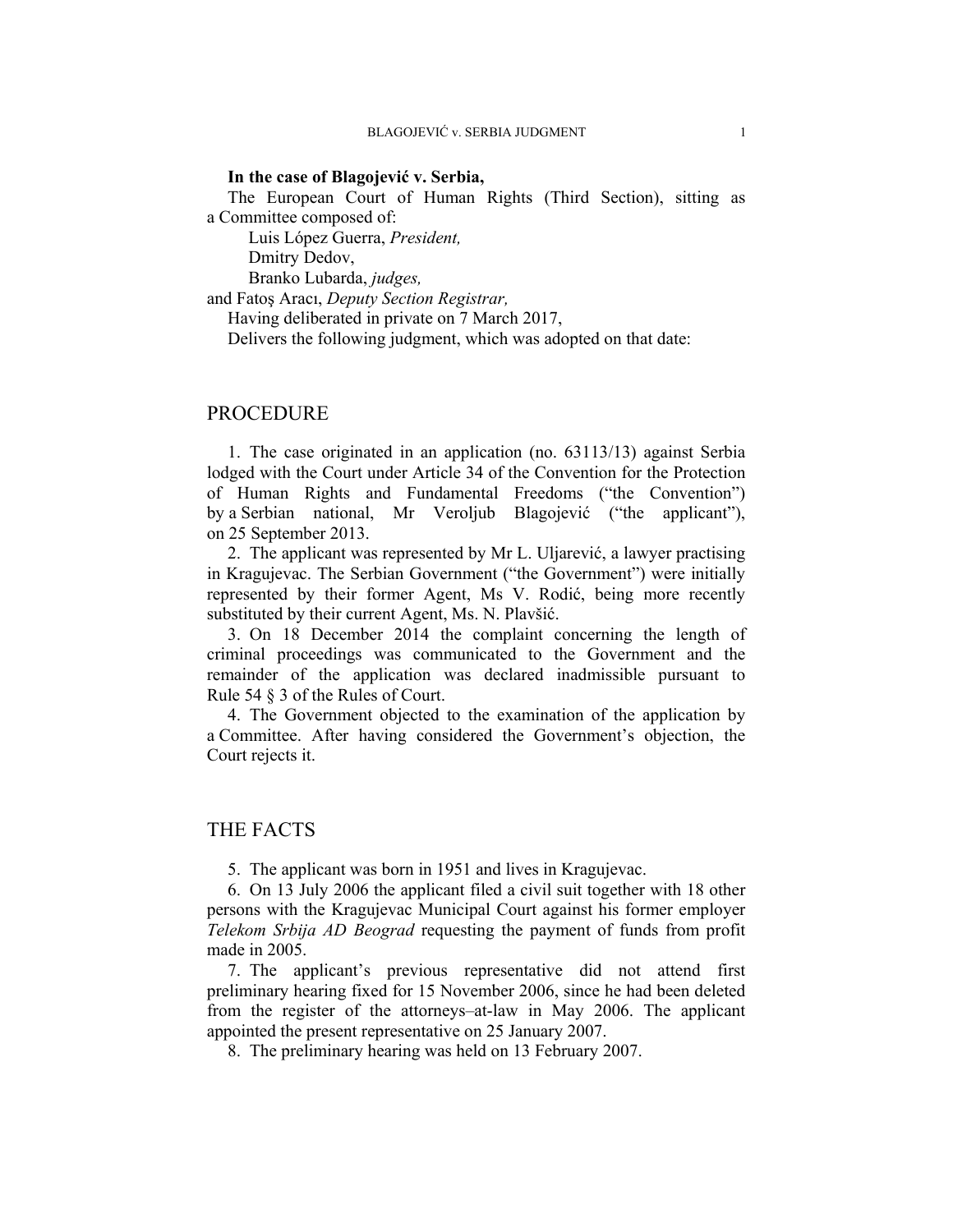**In the case of Blagojević v. Serbia,**

The European Court of Human Rights (Third Section), sitting as a Committee composed of:

Luis López Guerra, *President,*
Dmitry Dedov,
Branko Lubarda, *judges,*
and Fatoş Aracı, *Deputy Section Registrar,*

Having deliberated in private on 7 March 2017,

Delivers the following judgment, which was adopted on that date:

## PROCEDURE

1. The case originated in an application (no. 63113/13) against Serbia lodged with the Court under Article 34 of the Convention for the Protection of Human Rights and Fundamental Freedoms ("the Convention") by a Serbian national, Mr Veroljub Blagojević ("the applicant"), on 25 September 2013.

2. The applicant was represented by Mr L. Uljarević, a lawyer practising in Kragujevac. The Serbian Government ("the Government") were initially represented by their former Agent, Ms V. Rodić, being more recently substituted by their current Agent, Ms. N. Plavšić.

3. On 18 December 2014 the complaint concerning the length of criminal proceedings was communicated to the Government and the remainder of the application was declared inadmissible pursuant to Rule 54 § 3 of the Rules of Court.

4. The Government objected to the examination of the application by a Committee. After having considered the Government's objection, the Court rejects it.

## THE FACTS

5. The applicant was born in 1951 and lives in Kragujevac.

6. On 13 July 2006 the applicant filed a civil suit together with 18 other persons with the Kragujevac Municipal Court against his former employer *Telekom Srbija AD Beograd* requesting the payment of funds from profit made in 2005.

7. The applicant's previous representative did not attend first preliminary hearing fixed for 15 November 2006, since he had been deleted from the register of the attorneys–at-law in May 2006. The applicant appointed the present representative on 25 January 2007.

8. The preliminary hearing was held on 13 February 2007.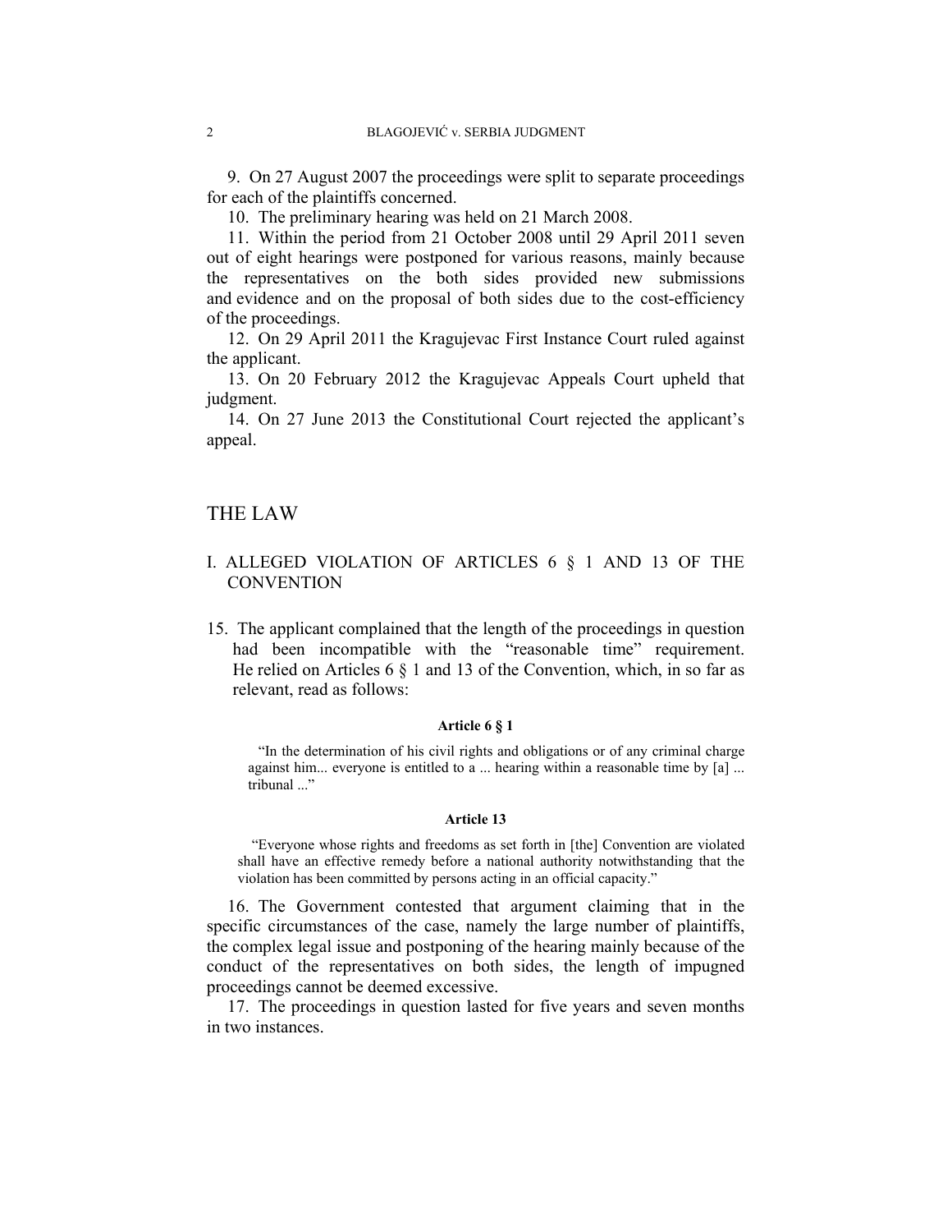9. On 27 August 2007 the proceedings were split to separate proceedings for each of the plaintiffs concerned.

10. The preliminary hearing was held on 21 March 2008.

11. Within the period from 21 October 2008 until 29 April 2011 seven out of eight hearings were postponed for various reasons, mainly because the representatives on the both sides provided new submissions and evidence and on the proposal of both sides due to the cost-efficiency of the proceedings.

12. On 29 April 2011 the Kragujevac First Instance Court ruled against the applicant.

13. On 20 February 2012 the Kragujevac Appeals Court upheld that judgment.

14. On 27 June 2013 the Constitutional Court rejected the applicant's appeal.

# THE LAW

## I. ALLEGED VIOLATION OF ARTICLES 6 § 1 AND 13 OF THE CONVENTION

15. The applicant complained that the length of the proceedings in question had been incompatible with the "reasonable time" requirement. He relied on Articles 6 § 1 and 13 of the Convention, which, in so far as relevant, read as follows:

**Article 6 § 1**

> "In the determination of his civil rights and obligations or of any criminal charge against him... everyone is entitled to a ... hearing within a reasonable time by [a] ... tribunal ..."

**Article 13**

> "Everyone whose rights and freedoms as set forth in [the] Convention are violated shall have an effective remedy before a national authority notwithstanding that the violation has been committed by persons acting in an official capacity."

16. The Government contested that argument claiming that in the specific circumstances of the case, namely the large number of plaintiffs, the complex legal issue and postponing of the hearing mainly because of the conduct of the representatives on both sides, the length of impugned proceedings cannot be deemed excessive.

17. The proceedings in question lasted for five years and seven months in two instances.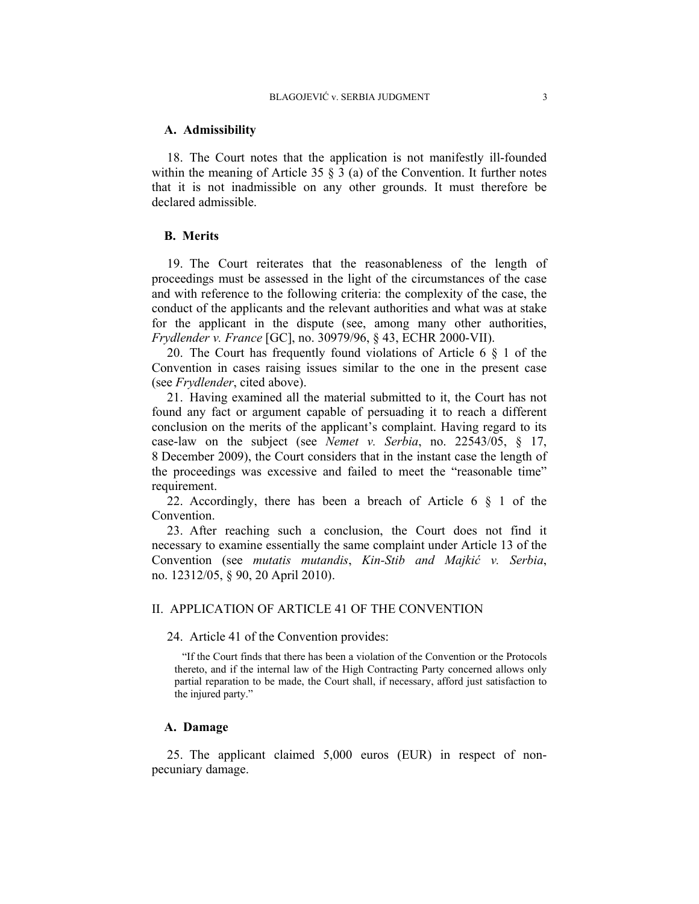### A. Admissibility

18. The Court notes that the application is not manifestly ill-founded within the meaning of Article 35 § 3 (a) of the Convention. It further notes that it is not inadmissible on any other grounds. It must therefore be declared admissible.

### B. Merits

19. The Court reiterates that the reasonableness of the length of proceedings must be assessed in the light of the circumstances of the case and with reference to the following criteria: the complexity of the case, the conduct of the applicants and the relevant authorities and what was at stake for the applicant in the dispute (see, among many other authorities, *Frydlender v. France* [GC], no. 30979/96, § 43, ECHR 2000-VII).

20. The Court has frequently found violations of Article 6 § 1 of the Convention in cases raising issues similar to the one in the present case (see *Frydlender*, cited above).

21. Having examined all the material submitted to it, the Court has not found any fact or argument capable of persuading it to reach a different conclusion on the merits of the applicant's complaint. Having regard to its case-law on the subject (see *Nemet v. Serbia*, no. 22543/05, § 17, 8 December 2009), the Court considers that in the instant case the length of the proceedings was excessive and failed to meet the "reasonable time" requirement.

22. Accordingly, there has been a breach of Article 6 § 1 of the Convention.

23. After reaching such a conclusion, the Court does not find it necessary to examine essentially the same complaint under Article 13 of the Convention (see *mutatis mutandis*, *Kin-Stib and Majkić v. Serbia*, no. 12312/05, § 90, 20 April 2010).

## II. APPLICATION OF ARTICLE 41 OF THE CONVENTION

24. Article 41 of the Convention provides:

> "If the Court finds that there has been a violation of the Convention or the Protocols thereto, and if the internal law of the High Contracting Party concerned allows only partial reparation to be made, the Court shall, if necessary, afford just satisfaction to the injured party."

### A. Damage

25. The applicant claimed 5,000 euros (EUR) in respect of non-pecuniary damage.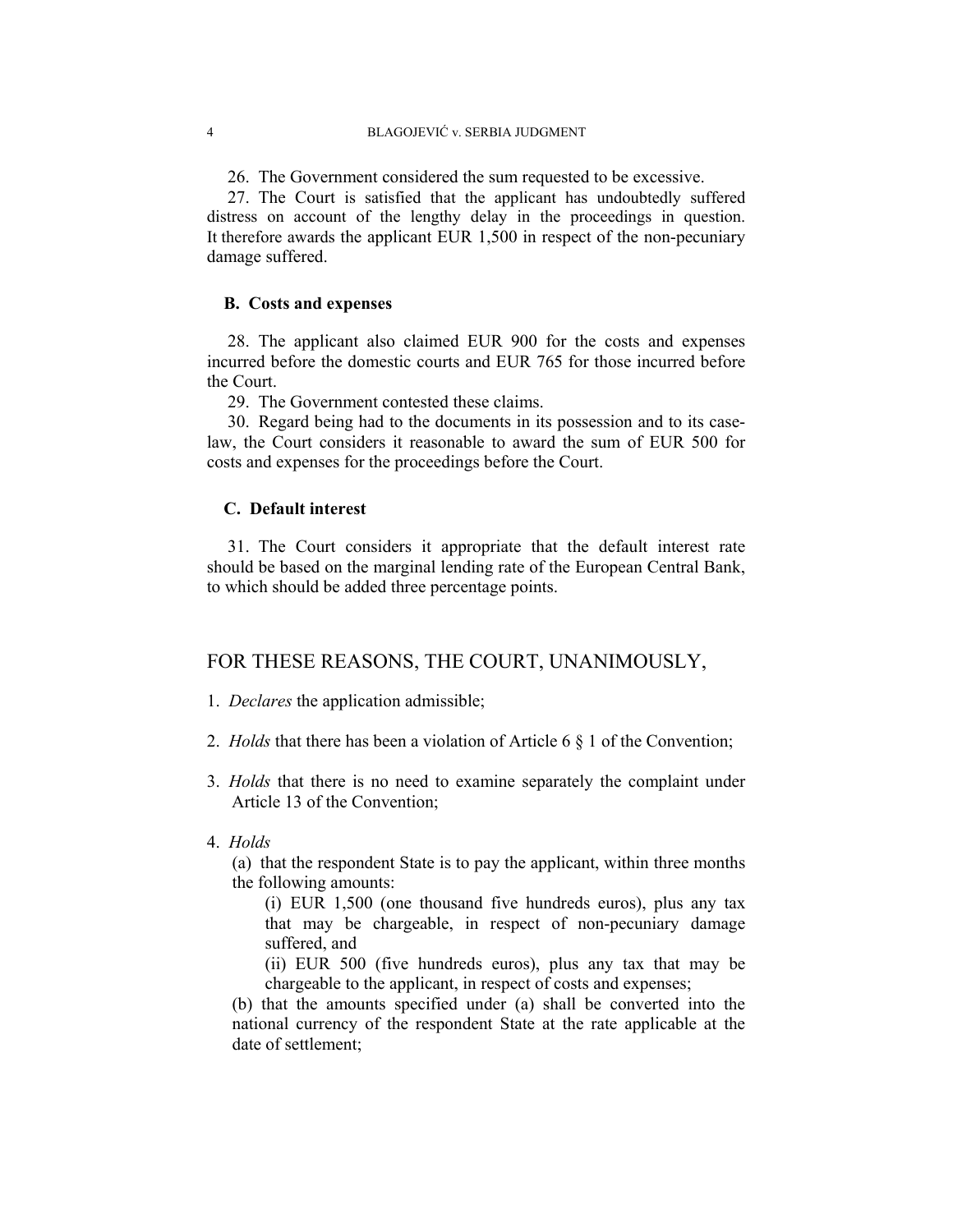26. The Government considered the sum requested to be excessive.

27. The Court is satisfied that the applicant has undoubtedly suffered distress on account of the lengthy delay in the proceedings in question. It therefore awards the applicant EUR 1,500 in respect of the non-pecuniary damage suffered.

### B. Costs and expenses

28. The applicant also claimed EUR 900 for the costs and expenses incurred before the domestic courts and EUR 765 for those incurred before the Court.

29. The Government contested these claims.

30. Regard being had to the documents in its possession and to its case-law, the Court considers it reasonable to award the sum of EUR 500 for costs and expenses for the proceedings before the Court.

### C. Default interest

31. The Court considers it appropriate that the default interest rate should be based on the marginal lending rate of the European Central Bank, to which should be added three percentage points.

## FOR THESE REASONS, THE COURT, UNANIMOUSLY,

1. *Declares* the application admissible;

2. *Holds* that there has been a violation of Article 6 § 1 of the Convention;

3. *Holds* that there is no need to examine separately the complaint under Article 13 of the Convention;

4. *Holds*

   (a) that the respondent State is to pay the applicant, within three months the following amounts:

   (i) EUR 1,500 (one thousand five hundreds euros), plus any tax that may be chargeable, in respect of non-pecuniary damage suffered, and

   (ii) EUR 500 (five hundreds euros), plus any tax that may be chargeable to the applicant, in respect of costs and expenses;

   (b) that the amounts specified under (a) shall be converted into the national currency of the respondent State at the rate applicable at the date of settlement;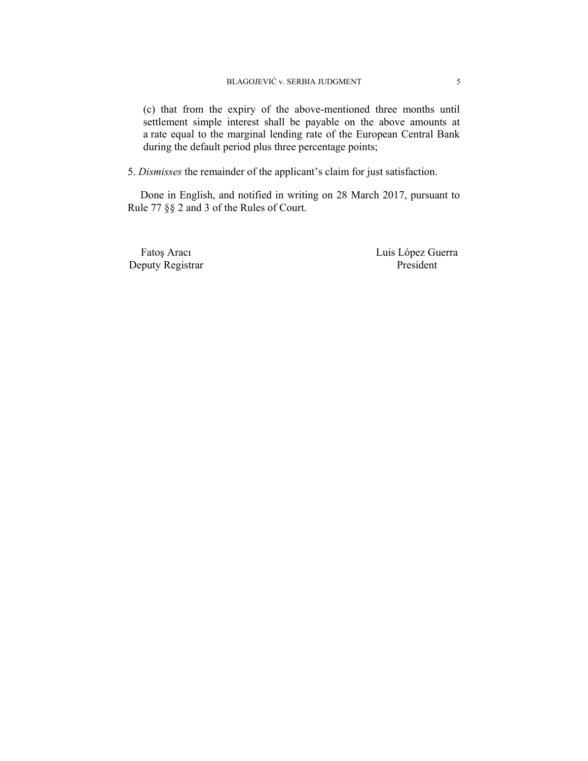(c) that from the expiry of the above-mentioned three months until settlement simple interest shall be payable on the above amounts at a rate equal to the marginal lending rate of the European Central Bank during the default period plus three percentage points;

5. *Dismisses* the remainder of the applicant's claim for just satisfaction.

Done in English, and notified in writing on 28 March 2017, pursuant to Rule 77 §§ 2 and 3 of the Rules of Court.

Fatoş Aracı
Deputy Registrar

Luis López Guerra
President